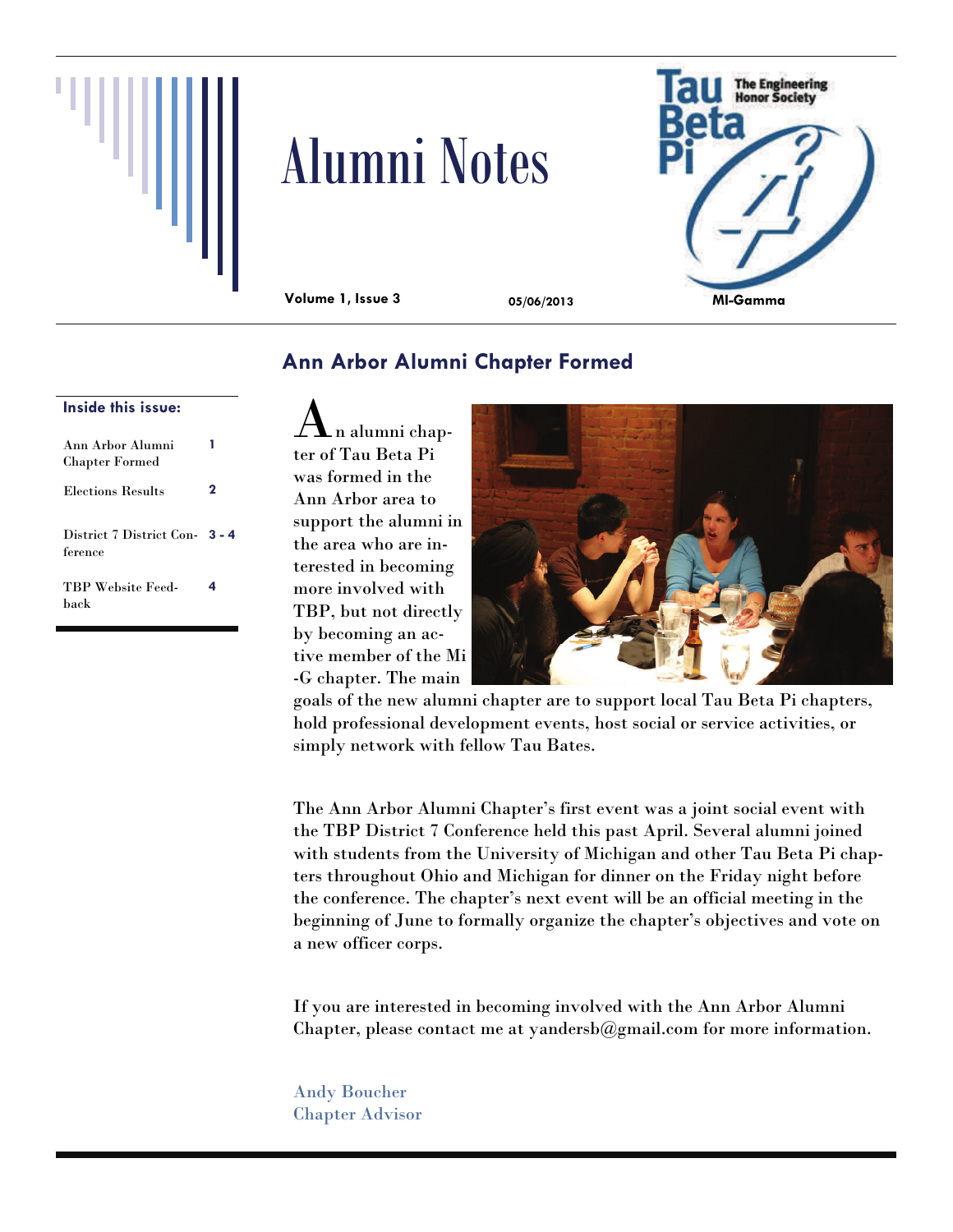# Alumni Notes

Volume 1, Issue 3 05/06/2013 MI-Gamma

**Inside this issue:**

| | |
|---|---|
| Ann Arbor Alumni Chapter Formed | 1 |
| Elections Results | 2 |
| District 7 District Conference | 3 - 4 |
| TBP Website Feedback | 4 |

## Ann Arbor Alumni Chapter Formed

An alumni chapter of Tau Beta Pi was formed in the Ann Arbor area to support the alumni in the area who are interested in becoming more involved with TBP, but not directly by becoming an active member of the Mi-G chapter. The main goals of the new alumni chapter are to support local Tau Beta Pi chapters, hold professional development events, host social or service activities, or simply network with fellow Tau Bates.

The Ann Arbor Alumni Chapter's first event was a joint social event with the TBP District 7 Conference held this past April. Several alumni joined with students from the University of Michigan and other Tau Beta Pi chapters throughout Ohio and Michigan for dinner on the Friday night before the conference. The chapter's next event will be an official meeting in the beginning of June to formally organize the chapter's objectives and vote on a new officer corps.

If you are interested in becoming involved with the Ann Arbor Alumni Chapter, please contact me at yandersb@gmail.com for more information.

Andy Boucher
Chapter Advisor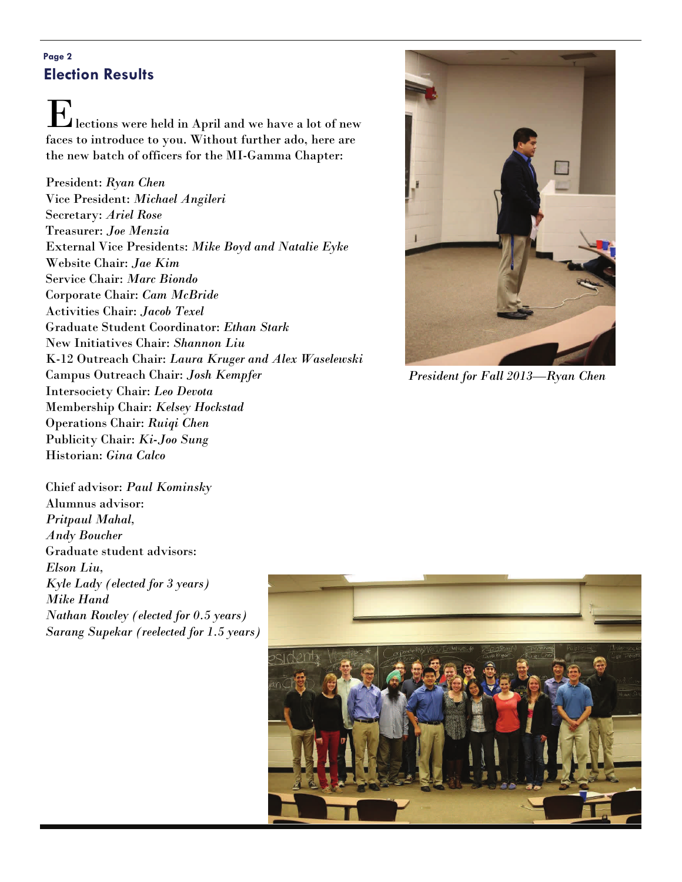## Election Results

Elections were held in April and we have a lot of new faces to introduce to you. Without further ado, here are the new batch of officers for the MI-Gamma Chapter:

President: *Ryan Chen*
Vice President: *Michael Angileri*
Secretary: *Ariel Rose*
Treasurer: *Joe Menzia*
External Vice Presidents: *Mike Boyd and Natalie Eyke*
Website Chair: *Jae Kim*
Service Chair: *Marc Biondo*
Corporate Chair: *Cam McBride*
Activities Chair: *Jacob Texel*
Graduate Student Coordinator: *Ethan Stark*
New Initiatives Chair: *Shannon Liu*
K-12 Outreach Chair: *Laura Kruger and Alex Waselewski*
Campus Outreach Chair: *Josh Kempfer*
Intersociety Chair: *Leo Devota*
Membership Chair: *Kelsey Hockstad*
Operations Chair: *Ruiqi Chen*
Publicity Chair: *Ki-Joo Sung*
Historian: *Gina Calco*

Chief advisor: *Paul Kominsky*
Alumnus advisor:
*Pritpaul Mahal,*
*Andy Boucher*
Graduate student advisors:
*Elson Liu,*
*Kyle Lady (elected for 3 years)*
*Mike Hand*
*Nathan Rowley (elected for 0.5 years)*
*Sarang Supekar (reelected for 1.5 years)*

*President for Fall 2013—Ryan Chen*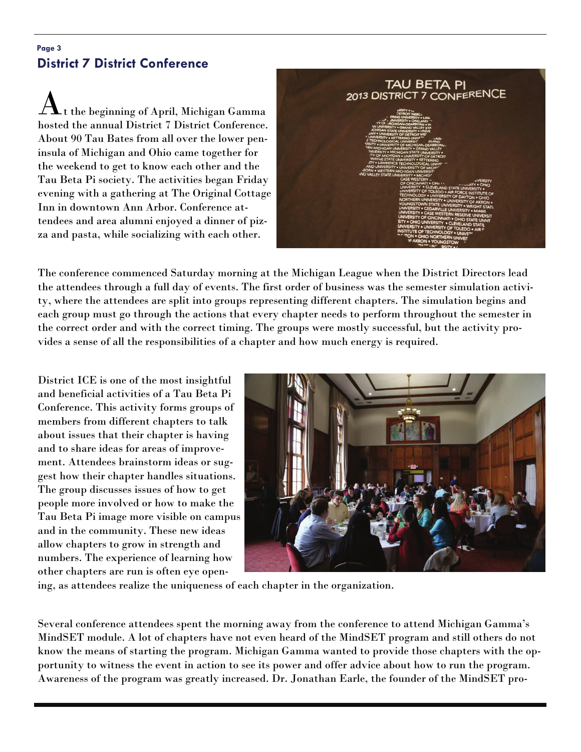## District 7 District Conference

At the beginning of April, Michigan Gamma hosted the annual District 7 District Conference. About 90 Tau Bates from all over the lower peninsula of Michigan and Ohio came together for the weekend to get to know each other and the Tau Beta Pi society. The activities began Friday evening with a gathering at The Original Cottage Inn in downtown Ann Arbor. Conference attendees and area alumni enjoyed a dinner of pizza and pasta, while socializing with each other.

The conference commenced Saturday morning at the Michigan League when the District Directors lead the attendees through a full day of events. The first order of business was the semester simulation activity, where the attendees are split into groups representing different chapters. The simulation begins and each group must go through the actions that every chapter needs to perform throughout the semester in the correct order and with the correct timing. The groups were mostly successful, but the activity provides a sense of all the responsibilities of a chapter and how much energy is required.

District ICE is one of the most insightful and beneficial activities of a Tau Beta Pi Conference. This activity forms groups of members from different chapters to talk about issues that their chapter is having and to share ideas for areas of improvement. Attendees brainstorm ideas or suggest how their chapter handles situations. The group discusses issues of how to get people more involved or how to make the Tau Beta Pi image more visible on campus and in the community. These new ideas allow chapters to grow in strength and numbers. The experience of learning how other chapters are run is often eye opening, as attendees realize the uniqueness of each chapter in the organization.

Several conference attendees spent the morning away from the conference to attend Michigan Gamma's MindSET module. A lot of chapters have not even heard of the MindSET program and still others do not know the means of starting the program. Michigan Gamma wanted to provide those chapters with the opportunity to witness the event in action to see its power and offer advice about how to run the program. Awareness of the program was greatly increased. Dr. Jonathan Earle, the founder of the MindSET pro-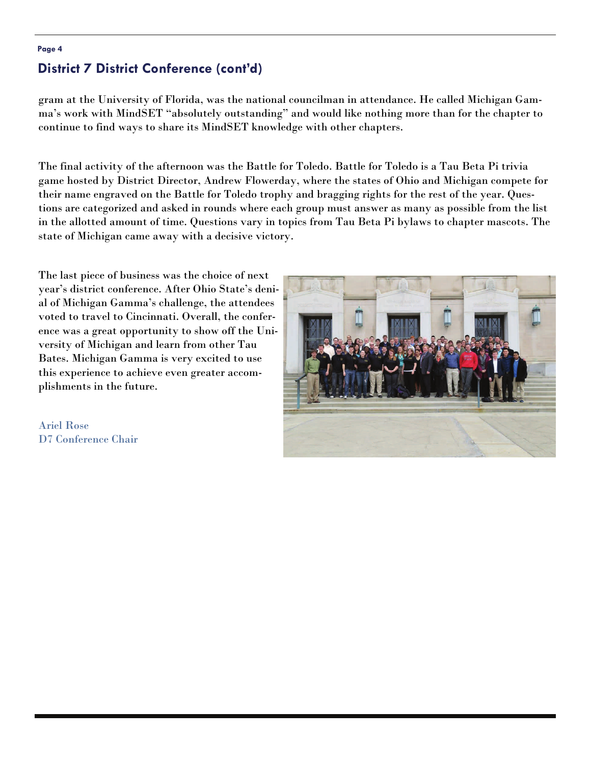## District 7 District Conference (cont'd)

gram at the University of Florida, was the national councilman in attendance. He called Michigan Gamma's work with MindSET "absolutely outstanding" and would like nothing more than for the chapter to continue to find ways to share its MindSET knowledge with other chapters.

The final activity of the afternoon was the Battle for Toledo. Battle for Toledo is a Tau Beta Pi trivia game hosted by District Director, Andrew Flowerday, where the states of Ohio and Michigan compete for their name engraved on the Battle for Toledo trophy and bragging rights for the rest of the year. Questions are categorized and asked in rounds where each group must answer as many as possible from the list in the allotted amount of time. Questions vary in topics from Tau Beta Pi bylaws to chapter mascots. The state of Michigan came away with a decisive victory.

The last piece of business was the choice of next year's district conference. After Ohio State's denial of Michigan Gamma's challenge, the attendees voted to travel to Cincinnati. Overall, the conference was a great opportunity to show off the University of Michigan and learn from other Tau Bates. Michigan Gamma is very excited to use this experience to achieve even greater accomplishments in the future.

Ariel Rose
D7 Conference Chair